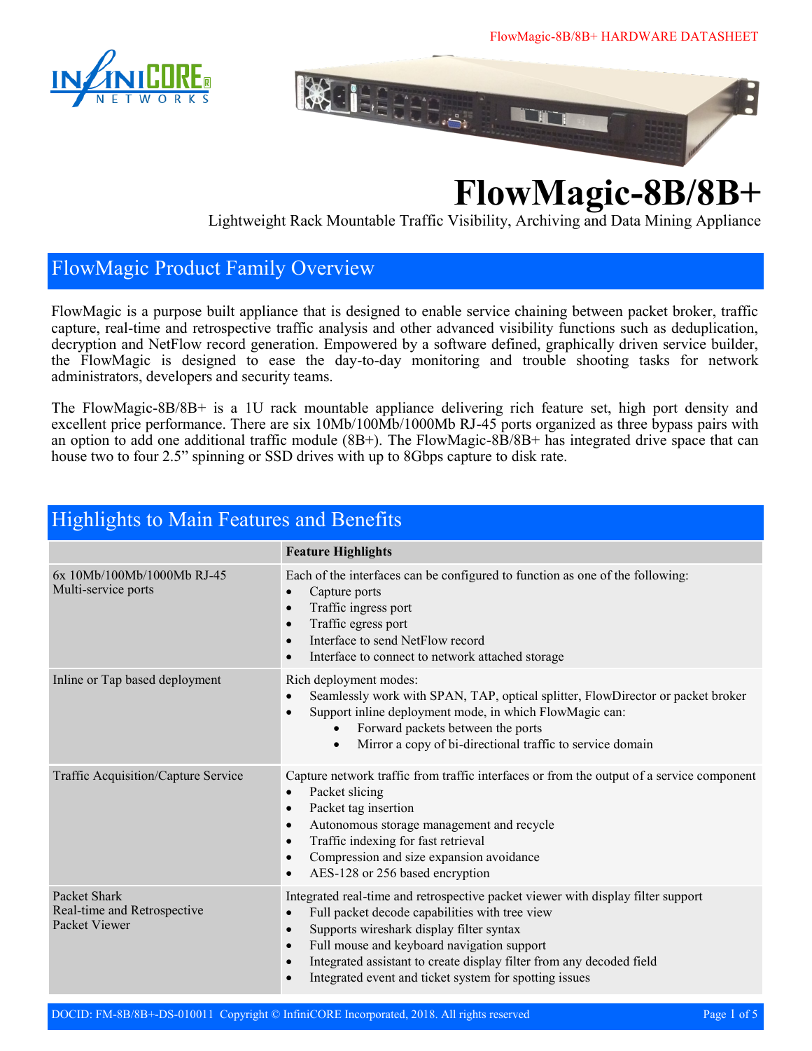# FlowMagic-8B/8B+

Lightweight Rack Mountable Traffic Visibility, Archiving and Data Mining Appliance

## FlowMagic Product Family Overview

FlowMagic is a purpose built appliance that is designed to enable service chaining between packet broker, traffic capture, real-time and retrospective traffic analysis and other advanced visibility functions such as deduplication, decryption and NetFlow record generation. Empowered by a software defined, graphically driven service builder, the FlowMagic is designed to ease the day-to-day monitoring and trouble shooting tasks for network administrators, developers and security teams.

The FlowMagic-8B/8B+ is a 1U rack mountable appliance delivering rich feature set, high port density and excellent price performance. There are six 10Mb/100Mb/1000Mb RJ-45 ports organized as three bypass pairs with an option to add one additional traffic module (8B+). The FlowMagic-8B/8B+ has integrated drive space that can house two to four 2.5" spinning or SSD drives with up to 8Gbps capture to disk rate.

## Highlights to Main Features and Benefits

| | Feature Highlights |
|---|---|
| 6x 10Mb/100Mb/1000Mb RJ-45 Multi-service ports | Each of the interfaces can be configured to function as one of the following:<br>• Capture ports<br>• Traffic ingress port<br>• Traffic egress port<br>• Interface to send NetFlow record<br>• Interface to connect to network attached storage |
| Inline or Tap based deployment | Rich deployment modes:<br>• Seamlessly work with SPAN, TAP, optical splitter, FlowDirector or packet broker<br>• Support inline deployment mode, in which FlowMagic can:<br>&nbsp;&nbsp;&nbsp;&nbsp;• Forward packets between the ports<br>&nbsp;&nbsp;&nbsp;&nbsp;• Mirror a copy of bi-directional traffic to service domain |
| Traffic Acquisition/Capture Service | Capture network traffic from traffic interfaces or from the output of a service component<br>• Packet slicing<br>• Packet tag insertion<br>• Autonomous storage management and recycle<br>• Traffic indexing for fast retrieval<br>• Compression and size expansion avoidance<br>• AES-128 or 256 based encryption |
| Packet Shark Real-time and Retrospective Packet Viewer | Integrated real-time and retrospective packet viewer with display filter support<br>• Full packet decode capabilities with tree view<br>• Supports wireshark display filter syntax<br>• Full mouse and keyboard navigation support<br>• Integrated assistant to create display filter from any decoded field<br>• Integrated event and ticket system for spotting issues |

DOCID: FM-8B/8B+-DS-010011 Copyright © InfiniCORE Incorporated, 2018. All rights reserved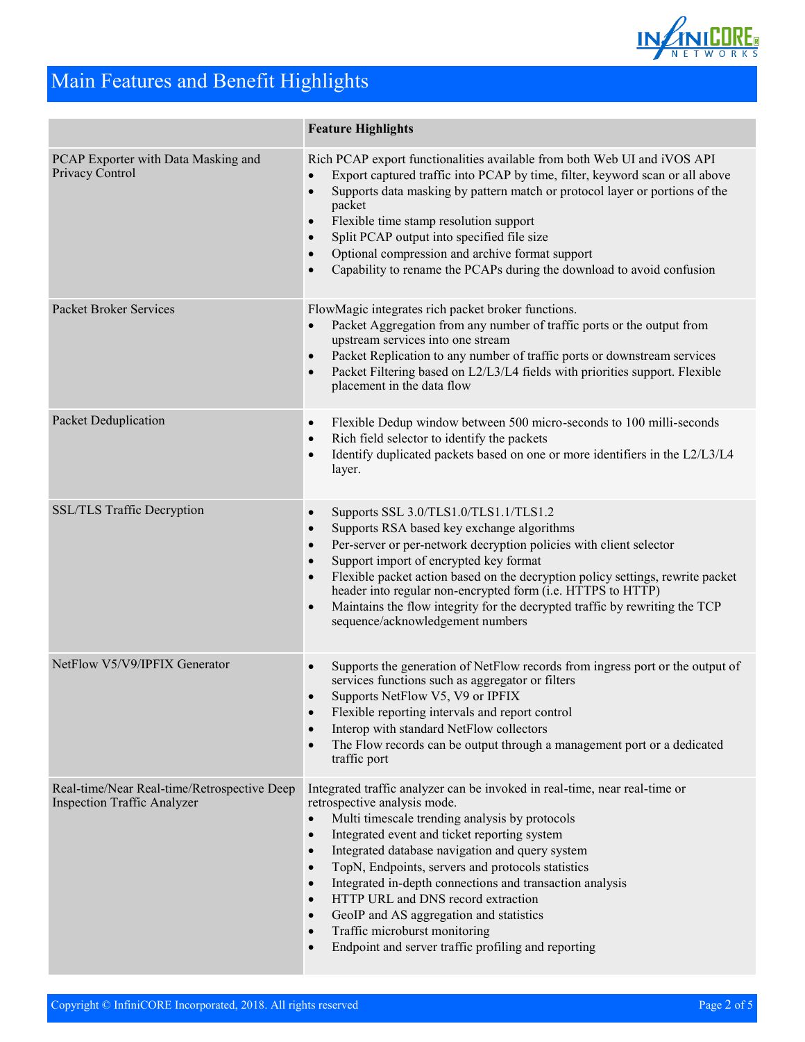# Main Features and Benefit Highlights

| | Feature Highlights |
|---|---|
| PCAP Exporter with Data Masking and Privacy Control | Rich PCAP export functionalities available from both Web UI and iVOS API<br>• Export captured traffic into PCAP by time, filter, keyword scan or all above<br>• Supports data masking by pattern match or protocol layer or portions of the packet<br>• Flexible time stamp resolution support<br>• Split PCAP output into specified file size<br>• Optional compression and archive format support<br>• Capability to rename the PCAPs during the download to avoid confusion |
| Packet Broker Services | FlowMagic integrates rich packet broker functions.<br>• Packet Aggregation from any number of traffic ports or the output from upstream services into one stream<br>• Packet Replication to any number of traffic ports or downstream services<br>• Packet Filtering based on L2/L3/L4 fields with priorities support. Flexible placement in the data flow |
| Packet Deduplication | • Flexible Dedup window between 500 micro-seconds to 100 milli-seconds<br>• Rich field selector to identify the packets<br>• Identify duplicated packets based on one or more identifiers in the L2/L3/L4 layer. |
| SSL/TLS Traffic Decryption | • Supports SSL 3.0/TLS1.0/TLS1.1/TLS1.2<br>• Supports RSA based key exchange algorithms<br>• Per-server or per-network decryption policies with client selector<br>• Support import of encrypted key format<br>• Flexible packet action based on the decryption policy settings, rewrite packet header into regular non-encrypted form (i.e. HTTPS to HTTP)<br>• Maintains the flow integrity for the decrypted traffic by rewriting the TCP sequence/acknowledgement numbers |
| NetFlow V5/V9/IPFIX Generator | • Supports the generation of NetFlow records from ingress port or the output of services functions such as aggregator or filters<br>• Supports NetFlow V5, V9 or IPFIX<br>• Flexible reporting intervals and report control<br>• Interop with standard NetFlow collectors<br>• The Flow records can be output through a management port or a dedicated traffic port |
| Real-time/Near Real-time/Retrospective Deep Inspection Traffic Analyzer | Integrated traffic analyzer can be invoked in real-time, near real-time or retrospective analysis mode.<br>• Multi timescale trending analysis by protocols<br>• Integrated event and ticket reporting system<br>• Integrated database navigation and query system<br>• TopN, Endpoints, servers and protocols statistics<br>• Integrated in-depth connections and transaction analysis<br>• HTTP URL and DNS record extraction<br>• GeoIP and AS aggregation and statistics<br>• Traffic microburst monitoring<br>• Endpoint and server traffic profiling and reporting |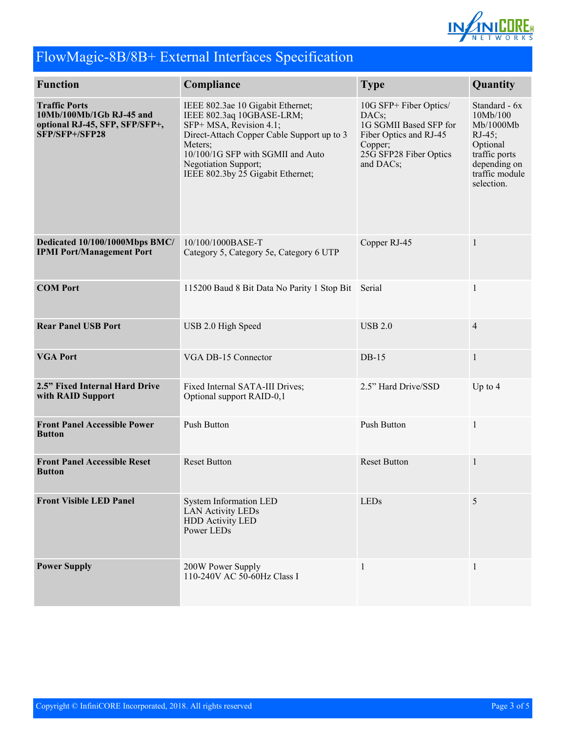# FlowMagic-8B/8B+ External Interfaces Specification

| Function | Compliance | Type | Quantity |
|---|---|---|---|
| **Traffic Ports 10Mb/100Mb/1Gb RJ-45 and optional RJ-45, SFP, SFP/SFP+, SFP/SFP+/SFP28** | IEEE 802.3ae 10 Gigabit Ethernet;<br>IEEE 802.3aq 10GBASE-LRM;<br>SFP+ MSA, Revision 4.1;<br>Direct-Attach Copper Cable Support up to 3 Meters;<br>10/100/1G SFP with SGMII and Auto Negotiation Support;<br>IEEE 802.3by 25 Gigabit Ethernet; | 10G SFP+ Fiber Optics/ DACs;<br>1G SGMII Based SFP for Fiber Optics and RJ-45 Copper;<br>25G SFP28 Fiber Optics and DACs; | Standard - 6x 10Mb/100 Mb/1000Mb RJ-45;<br>Optional traffic ports depending on traffic module selection. |
| **Dedicated 10/100/1000Mbps BMC/ IPMI Port/Management Port** | 10/100/1000BASE-T<br>Category 5, Category 5e, Category 6 UTP | Copper RJ-45 | 1 |
| **COM Port** | 115200 Baud 8 Bit Data No Parity 1 Stop Bit | Serial | 1 |
| **Rear Panel USB Port** | USB 2.0 High Speed | USB 2.0 | 4 |
| **VGA Port** | VGA DB-15 Connector | DB-15 | 1 |
| **2.5" Fixed Internal Hard Drive with RAID Support** | Fixed Internal SATA-III Drives;<br>Optional support RAID-0,1 | 2.5" Hard Drive/SSD | Up to 4 |
| **Front Panel Accessible Power Button** | Push Button | Push Button | 1 |
| **Front Panel Accessible Reset Button** | Reset Button | Reset Button | 1 |
| **Front Visible LED Panel** | System Information LED<br>LAN Activity LEDs<br>HDD Activity LED<br>Power LEDs | LEDs | 5 |
| **Power Supply** | 200W Power Supply<br>110-240V AC 50-60Hz Class I | 1 | 1 |

Copyright © InfiniCORE Incorporated, 2018. All rights reserved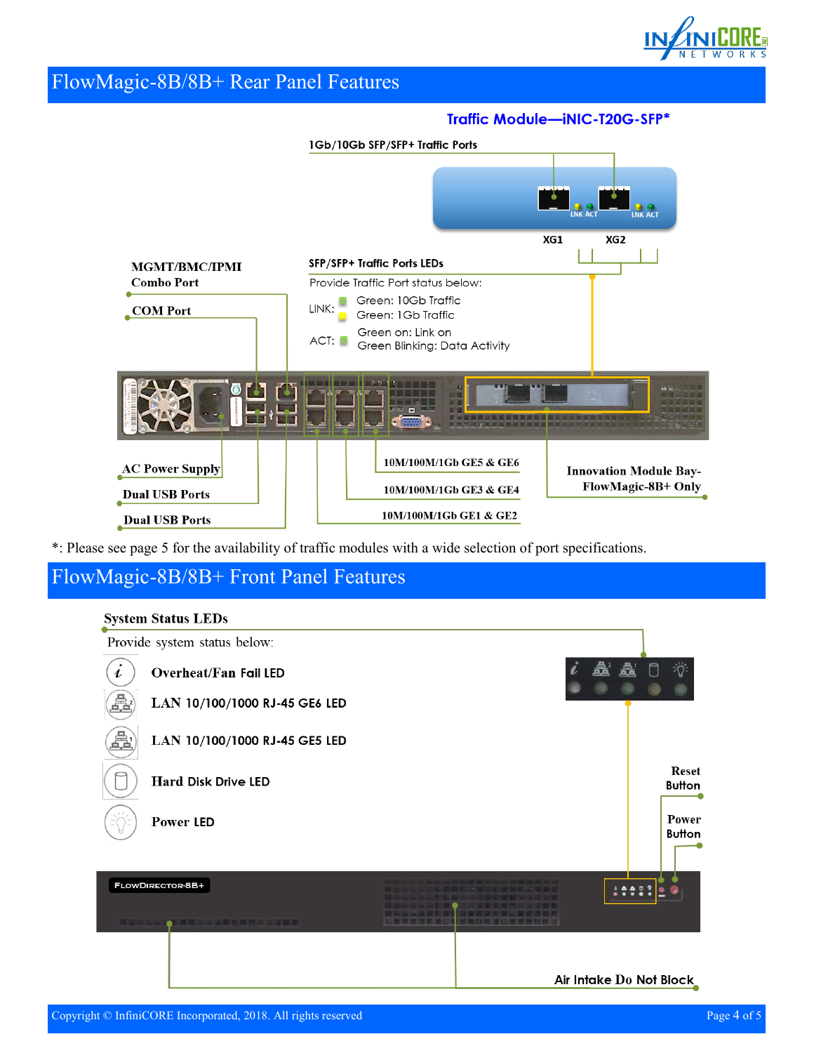# FlowMagic-8B/8B+ Rear Panel Features

**Traffic Module—iNIC-T20G-SFP***

**1Gb/10Gb SFP/SFP+ Traffic Ports**

LNK ACT LNK ACT

XG1 XG2

**SFP/SFP+ Traffic Ports LEDs**

Provide Traffic Port status below:

LINK: Green: 10Gb Traffic
Green: 1Gb Traffic

ACT: Green on: Link on
Green Blinking: Data Activity

**MGMT/BMC/IPMI Combo Port**

**COM Port**

**AC Power Supply**

**Dual USB Ports**

**Dual USB Ports**

**10M/100M/1Gb GE5 & GE6**

**10M/100M/1Gb GE3 & GE4**

**10M/100M/1Gb GE1 & GE2**

**Innovation Module Bay-FlowMagic-8B+ Only**

*: Please see page 5 for the availability of traffic modules with a wide selection of port specifications.

# FlowMagic-8B/8B+ Front Panel Features

**System Status LEDs**

Provide system status below:

- **Overheat/Fan Fail LED**
- **LAN 10/100/1000 RJ-45 GE6 LED**
- **LAN 10/100/1000 RJ-45 GE5 LED**
- **Hard Disk Drive LED**
- **Power LED**

**Reset Button**

**Power Button**

FlowDirector-8B+

**Air Intake Do Not Block**

Copyright © InfiniCORE Incorporated, 2018. All rights reserved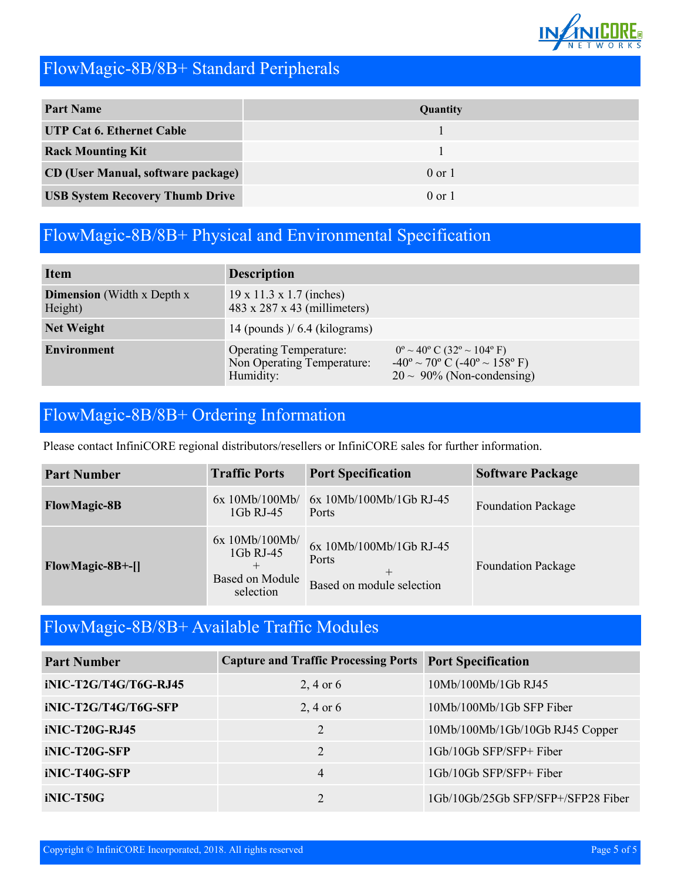## FlowMagic-8B/8B+ Standard Peripherals

| Part Name | Quantity |
|---|---|
| **UTP Cat 6. Ethernet Cable** | 1 |
| **Rack Mounting Kit** | 1 |
| **CD (User Manual, software package)** | 0 or 1 |
| **USB System Recovery Thumb Drive** | 0 or 1 |

## FlowMagic-8B/8B+ Physical and Environmental Specification

| Item | Description |
|---|---|
| **Dimension** (Width x Depth x Height) | 19 x 11.3 x 1.7 (inches)<br>483 x 287 x 43 (millimeters) |
| **Net Weight** | 14 (pounds )/ 6.4 (kilograms) |
| **Environment** | Operating Temperature: 0º ~ 40º C (32º ~ 104º F)<br>Non Operating Temperature: -40º ~ 70º C (-40º ~ 158º F)<br>Humidity: 20 ~ 90% (Non-condensing) |

## FlowMagic-8B/8B+ Ordering Information

Please contact InfiniCORE regional distributors/resellers or InfiniCORE sales for further information.

| Part Number | Traffic Ports | Port Specification | Software Package |
|---|---|---|---|
| **FlowMagic-8B** | 6x 10Mb/100Mb/1Gb RJ-45 | 6x 10Mb/100Mb/1Gb RJ-45 Ports | Foundation Package |
| **FlowMagic-8B+-[]** | 6x 10Mb/100Mb/1Gb RJ-45 + Based on Module selection | 6x 10Mb/100Mb/1Gb RJ-45 Ports + Based on module selection | Foundation Package |

## FlowMagic-8B/8B+ Available Traffic Modules

| Part Number | Capture and Traffic Processing Ports | Port Specification |
|---|---|---|
| **iNIC-T2G/T4G/T6G-RJ45** | 2, 4 or 6 | 10Mb/100Mb/1Gb RJ45 |
| **iNIC-T2G/T4G/T6G-SFP** | 2, 4 or 6 | 10Mb/100Mb/1Gb SFP Fiber |
| **iNIC-T20G-RJ45** | 2 | 10Mb/100Mb/1Gb/10Gb RJ45 Copper |
| **iNIC-T20G-SFP** | 2 | 1Gb/10Gb SFP/SFP+ Fiber |
| **iNIC-T40G-SFP** | 4 | 1Gb/10Gb SFP/SFP+ Fiber |
| **iNIC-T50G** | 2 | 1Gb/10Gb/25Gb SFP/SFP+/SFP28 Fiber |

Copyright © InfiniCORE Incorporated, 2018. All rights reserved